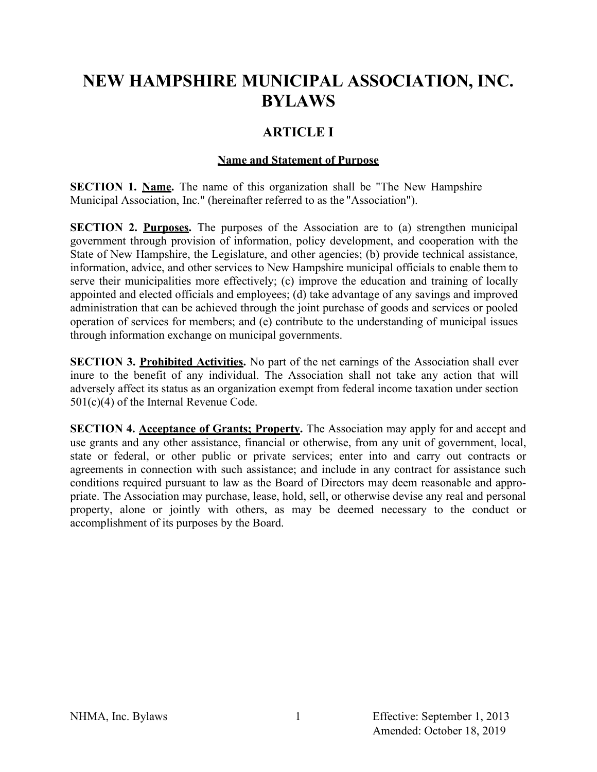# NEW HAMPSHIRE MUNICIPAL ASSOCIATION, INC. BYLAWS

## ARTICLE I

### Name and Statement of Purpose

**SECTION 1. Name.** The name of this organization shall be "The New Hampshire Municipal Association, Inc." (hereinafter referred to as the "Association").

**SECTION 2. Purposes.** The purposes of the Association are to (a) strengthen municipal government through provision of information, policy development, and cooperation with the State of New Hampshire, the Legislature, and other agencies; (b) provide technical assistance, information, advice, and other services to New Hampshire municipal officials to enable them to serve their municipalities more effectively; (c) improve the education and training of locally appointed and elected officials and employees; (d) take advantage of any savings and improved administration that can be achieved through the joint purchase of goods and services or pooled operation of services for members; and (e) contribute to the understanding of municipal issues through information exchange on municipal governments.

**SECTION 3. Prohibited Activities.** No part of the net earnings of the Association shall ever inure to the benefit of any individual. The Association shall not take any action that will adversely affect its status as an organization exempt from federal income taxation under section 501(c)(4) of the Internal Revenue Code.

**SECTION 4. Acceptance of Grants; Property.** The Association may apply for and accept and use grants and any other assistance, financial or otherwise, from any unit of government, local, state or federal, or other public or private services; enter into and carry out contracts or agreements in connection with such assistance; and include in any contract for assistance such conditions required pursuant to law as the Board of Directors may deem reasonable and appropriate. The Association may purchase, lease, hold, sell, or otherwise devise any real and personal property, alone or jointly with others, as may be deemed necessary to the conduct or accomplishment of its purposes by the Board.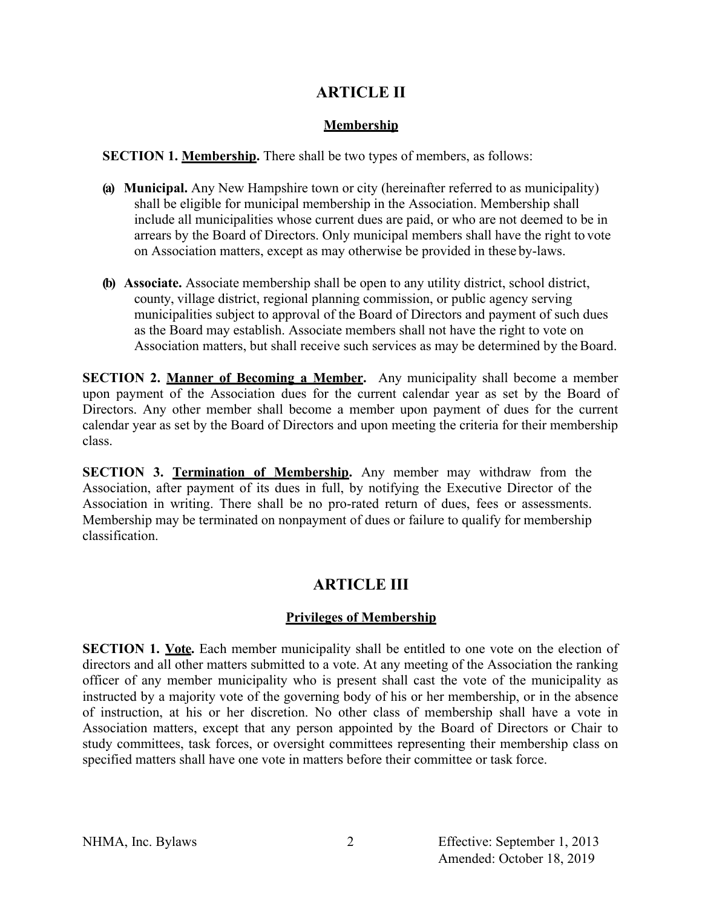# ARTICLE II

## Membership

**SECTION 1. Membership.** There shall be two types of members, as follows:

**(a) Municipal.** Any New Hampshire town or city (hereinafter referred to as municipality) shall be eligible for municipal membership in the Association. Membership shall include all municipalities whose current dues are paid, or who are not deemed to be in arrears by the Board of Directors. Only municipal members shall have the right to vote on Association matters, except as may otherwise be provided in these by-laws.

**(b) Associate.** Associate membership shall be open to any utility district, school district, county, village district, regional planning commission, or public agency serving municipalities subject to approval of the Board of Directors and payment of such dues as the Board may establish. Associate members shall not have the right to vote on Association matters, but shall receive such services as may be determined by the Board.

**SECTION 2. Manner of Becoming a Member.** Any municipality shall become a member upon payment of the Association dues for the current calendar year as set by the Board of Directors. Any other member shall become a member upon payment of dues for the current calendar year as set by the Board of Directors and upon meeting the criteria for their membership class.

**SECTION 3. Termination of Membership.** Any member may withdraw from the Association, after payment of its dues in full, by notifying the Executive Director of the Association in writing. There shall be no pro-rated return of dues, fees or assessments. Membership may be terminated on nonpayment of dues or failure to qualify for membership classification.

# ARTICLE III

## Privileges of Membership

**SECTION 1. Vote.** Each member municipality shall be entitled to one vote on the election of directors and all other matters submitted to a vote. At any meeting of the Association the ranking officer of any member municipality who is present shall cast the vote of the municipality as instructed by a majority vote of the governing body of his or her membership, or in the absence of instruction, at his or her discretion. No other class of membership shall have a vote in Association matters, except that any person appointed by the Board of Directors or Chair to study committees, task forces, or oversight committees representing their membership class on specified matters shall have one vote in matters before their committee or task force.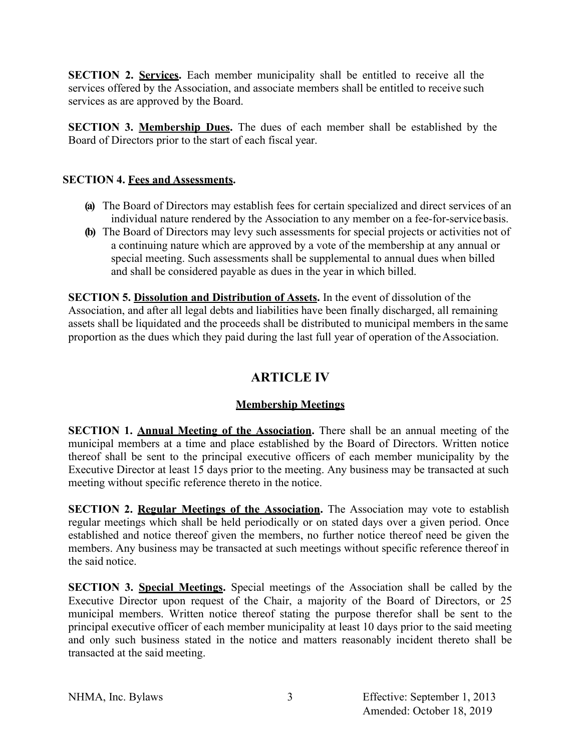**SECTION 2. Services.** Each member municipality shall be entitled to receive all the services offered by the Association, and associate members shall be entitled to receive such services as are approved by the Board.

**SECTION 3. Membership Dues.** The dues of each member shall be established by the Board of Directors prior to the start of each fiscal year.

**SECTION 4. Fees and Assessments.**

- **(a)** The Board of Directors may establish fees for certain specialized and direct services of an individual nature rendered by the Association to any member on a fee-for-service basis.
- **(b)** The Board of Directors may levy such assessments for special projects or activities not of a continuing nature which are approved by a vote of the membership at any annual or special meeting. Such assessments shall be supplemental to annual dues when billed and shall be considered payable as dues in the year in which billed.

**SECTION 5. Dissolution and Distribution of Assets.** In the event of dissolution of the Association, and after all legal debts and liabilities have been finally discharged, all remaining assets shall be liquidated and the proceeds shall be distributed to municipal members in the same proportion as the dues which they paid during the last full year of operation of the Association.

## ARTICLE IV

### Membership Meetings

**SECTION 1. Annual Meeting of the Association.** There shall be an annual meeting of the municipal members at a time and place established by the Board of Directors. Written notice thereof shall be sent to the principal executive officers of each member municipality by the Executive Director at least 15 days prior to the meeting. Any business may be transacted at such meeting without specific reference thereto in the notice.

**SECTION 2. Regular Meetings of the Association.** The Association may vote to establish regular meetings which shall be held periodically or on stated days over a given period. Once established and notice thereof given the members, no further notice thereof need be given the members. Any business may be transacted at such meetings without specific reference thereof in the said notice.

**SECTION 3. Special Meetings.** Special meetings of the Association shall be called by the Executive Director upon request of the Chair, a majority of the Board of Directors, or 25 municipal members. Written notice thereof stating the purpose therefor shall be sent to the principal executive officer of each member municipality at least 10 days prior to the said meeting and only such business stated in the notice and matters reasonably incident thereto shall be transacted at the said meeting.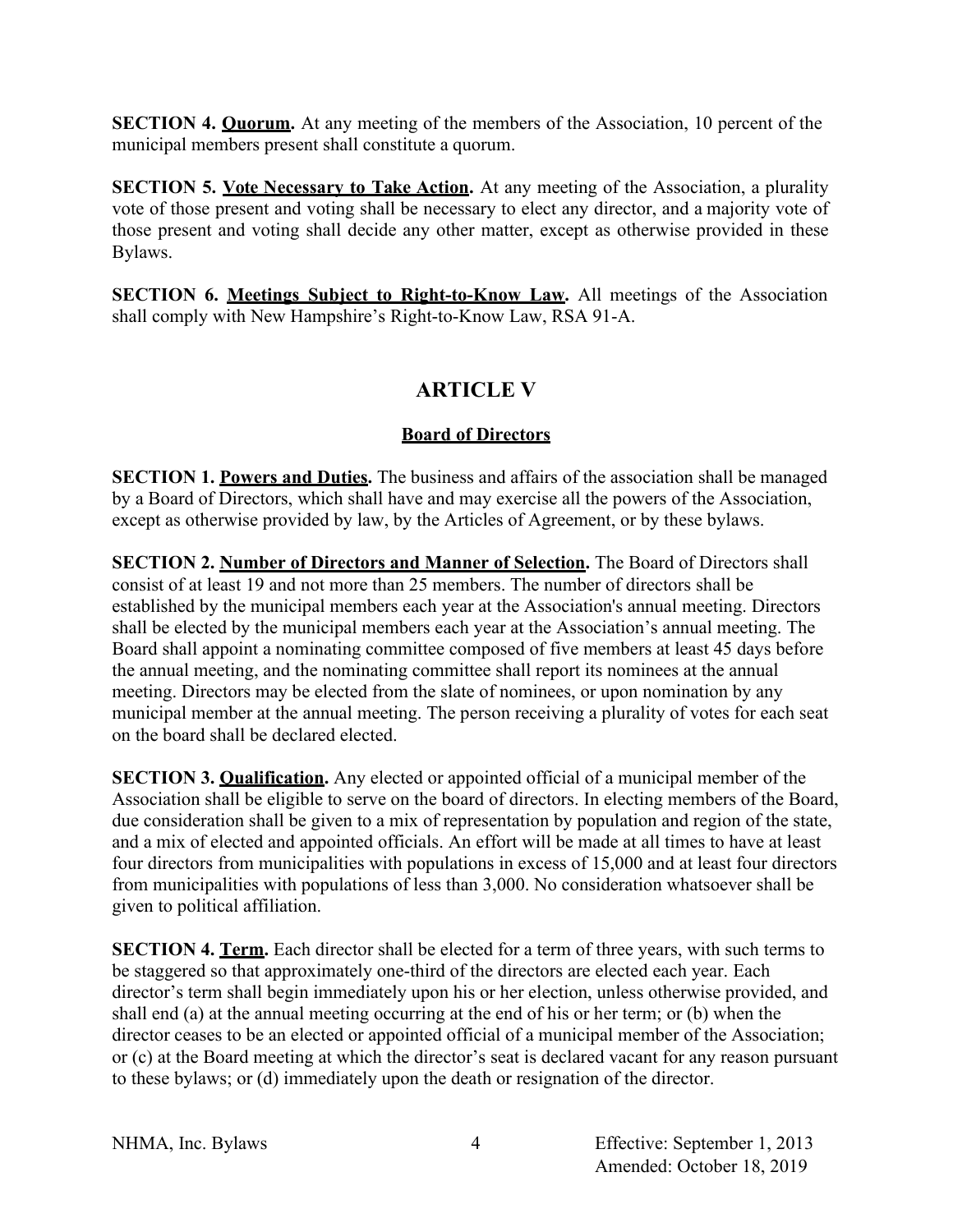**SECTION 4. Quorum.** At any meeting of the members of the Association, 10 percent of the municipal members present shall constitute a quorum.

**SECTION 5. Vote Necessary to Take Action.** At any meeting of the Association, a plurality vote of those present and voting shall be necessary to elect any director, and a majority vote of those present and voting shall decide any other matter, except as otherwise provided in these Bylaws.

**SECTION 6. Meetings Subject to Right-to-Know Law.** All meetings of the Association shall comply with New Hampshire's Right-to-Know Law, RSA 91-A.

# ARTICLE V

## Board of Directors

**SECTION 1. Powers and Duties.** The business and affairs of the association shall be managed by a Board of Directors, which shall have and may exercise all the powers of the Association, except as otherwise provided by law, by the Articles of Agreement, or by these bylaws.

**SECTION 2. Number of Directors and Manner of Selection.** The Board of Directors shall consist of at least 19 and not more than 25 members. The number of directors shall be established by the municipal members each year at the Association's annual meeting. Directors shall be elected by the municipal members each year at the Association's annual meeting. The Board shall appoint a nominating committee composed of five members at least 45 days before the annual meeting, and the nominating committee shall report its nominees at the annual meeting. Directors may be elected from the slate of nominees, or upon nomination by any municipal member at the annual meeting. The person receiving a plurality of votes for each seat on the board shall be declared elected.

**SECTION 3. Qualification.** Any elected or appointed official of a municipal member of the Association shall be eligible to serve on the board of directors. In electing members of the Board, due consideration shall be given to a mix of representation by population and region of the state, and a mix of elected and appointed officials. An effort will be made at all times to have at least four directors from municipalities with populations in excess of 15,000 and at least four directors from municipalities with populations of less than 3,000. No consideration whatsoever shall be given to political affiliation.

**SECTION 4. Term.** Each director shall be elected for a term of three years, with such terms to be staggered so that approximately one-third of the directors are elected each year. Each director's term shall begin immediately upon his or her election, unless otherwise provided, and shall end (a) at the annual meeting occurring at the end of his or her term; or (b) when the director ceases to be an elected or appointed official of a municipal member of the Association; or (c) at the Board meeting at which the director's seat is declared vacant for any reason pursuant to these bylaws; or (d) immediately upon the death or resignation of the director.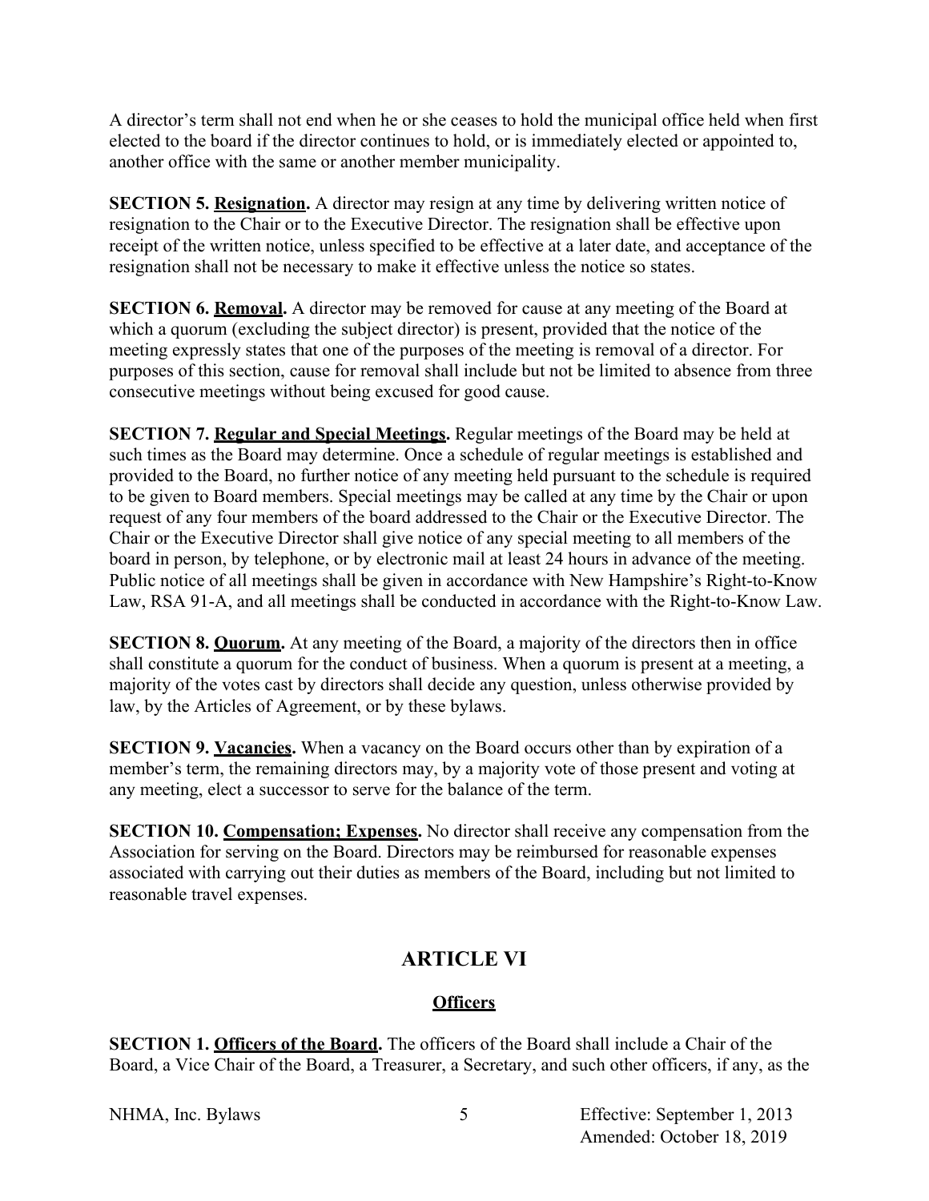A director's term shall not end when he or she ceases to hold the municipal office held when first elected to the board if the director continues to hold, or is immediately elected or appointed to, another office with the same or another member municipality.

**SECTION 5. Resignation.** A director may resign at any time by delivering written notice of resignation to the Chair or to the Executive Director. The resignation shall be effective upon receipt of the written notice, unless specified to be effective at a later date, and acceptance of the resignation shall not be necessary to make it effective unless the notice so states.

**SECTION 6. Removal.** A director may be removed for cause at any meeting of the Board at which a quorum (excluding the subject director) is present, provided that the notice of the meeting expressly states that one of the purposes of the meeting is removal of a director. For purposes of this section, cause for removal shall include but not be limited to absence from three consecutive meetings without being excused for good cause.

**SECTION 7. Regular and Special Meetings.** Regular meetings of the Board may be held at such times as the Board may determine. Once a schedule of regular meetings is established and provided to the Board, no further notice of any meeting held pursuant to the schedule is required to be given to Board members. Special meetings may be called at any time by the Chair or upon request of any four members of the board addressed to the Chair or the Executive Director. The Chair or the Executive Director shall give notice of any special meeting to all members of the board in person, by telephone, or by electronic mail at least 24 hours in advance of the meeting. Public notice of all meetings shall be given in accordance with New Hampshire's Right-to-Know Law, RSA 91-A, and all meetings shall be conducted in accordance with the Right-to-Know Law.

**SECTION 8. Quorum.** At any meeting of the Board, a majority of the directors then in office shall constitute a quorum for the conduct of business. When a quorum is present at a meeting, a majority of the votes cast by directors shall decide any question, unless otherwise provided by law, by the Articles of Agreement, or by these bylaws.

**SECTION 9. Vacancies.** When a vacancy on the Board occurs other than by expiration of a member's term, the remaining directors may, by a majority vote of those present and voting at any meeting, elect a successor to serve for the balance of the term.

**SECTION 10. Compensation; Expenses.** No director shall receive any compensation from the Association for serving on the Board. Directors may be reimbursed for reasonable expenses associated with carrying out their duties as members of the Board, including but not limited to reasonable travel expenses.

## ARTICLE VI

### Officers

**SECTION 1. Officers of the Board.** The officers of the Board shall include a Chair of the Board, a Vice Chair of the Board, a Treasurer, a Secretary, and such other officers, if any, as the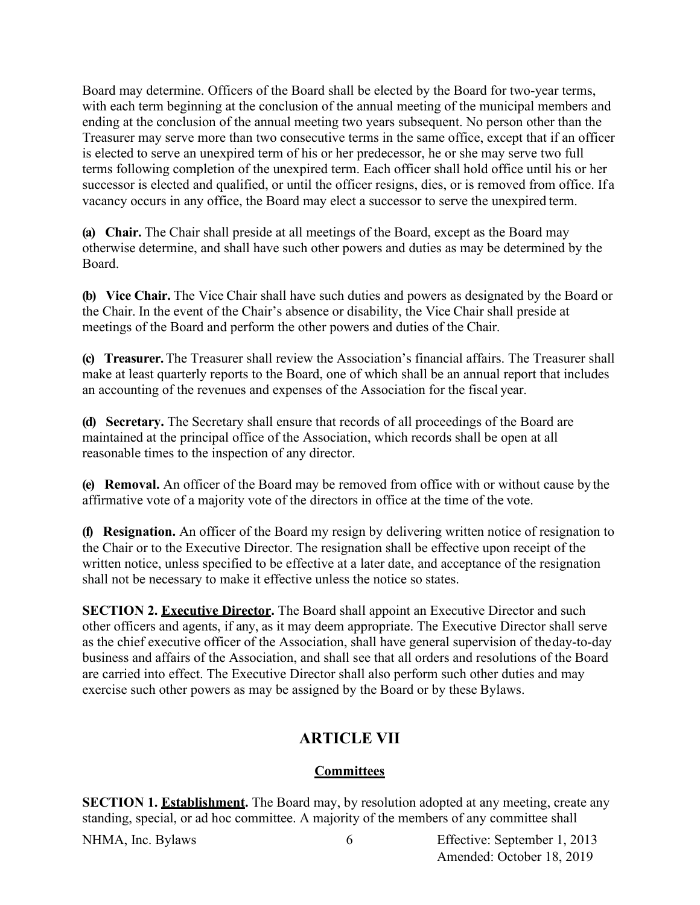Board may determine. Officers of the Board shall be elected by the Board for two-year terms, with each term beginning at the conclusion of the annual meeting of the municipal members and ending at the conclusion of the annual meeting two years subsequent. No person other than the Treasurer may serve more than two consecutive terms in the same office, except that if an officer is elected to serve an unexpired term of his or her predecessor, he or she may serve two full terms following completion of the unexpired term. Each officer shall hold office until his or her successor is elected and qualified, or until the officer resigns, dies, or is removed from office. If a vacancy occurs in any office, the Board may elect a successor to serve the unexpired term.

**(a) Chair.** The Chair shall preside at all meetings of the Board, except as the Board may otherwise determine, and shall have such other powers and duties as may be determined by the Board.

**(b) Vice Chair.** The Vice Chair shall have such duties and powers as designated by the Board or the Chair. In the event of the Chair's absence or disability, the Vice Chair shall preside at meetings of the Board and perform the other powers and duties of the Chair.

**(c) Treasurer.** The Treasurer shall review the Association's financial affairs. The Treasurer shall make at least quarterly reports to the Board, one of which shall be an annual report that includes an accounting of the revenues and expenses of the Association for the fiscal year.

**(d) Secretary.** The Secretary shall ensure that records of all proceedings of the Board are maintained at the principal office of the Association, which records shall be open at all reasonable times to the inspection of any director.

**(e) Removal.** An officer of the Board may be removed from office with or without cause by the affirmative vote of a majority vote of the directors in office at the time of the vote.

**(f) Resignation.** An officer of the Board my resign by delivering written notice of resignation to the Chair or to the Executive Director. The resignation shall be effective upon receipt of the written notice, unless specified to be effective at a later date, and acceptance of the resignation shall not be necessary to make it effective unless the notice so states.

**SECTION 2. Executive Director.** The Board shall appoint an Executive Director and such other officers and agents, if any, as it may deem appropriate. The Executive Director shall serve as the chief executive officer of the Association, shall have general supervision of the day-to-day business and affairs of the Association, and shall see that all orders and resolutions of the Board are carried into effect. The Executive Director shall also perform such other duties and may exercise such other powers as may be assigned by the Board or by these Bylaws.

# ARTICLE VII

## Committees

**SECTION 1. Establishment.** The Board may, by resolution adopted at any meeting, create any standing, special, or ad hoc committee. A majority of the members of any committee shall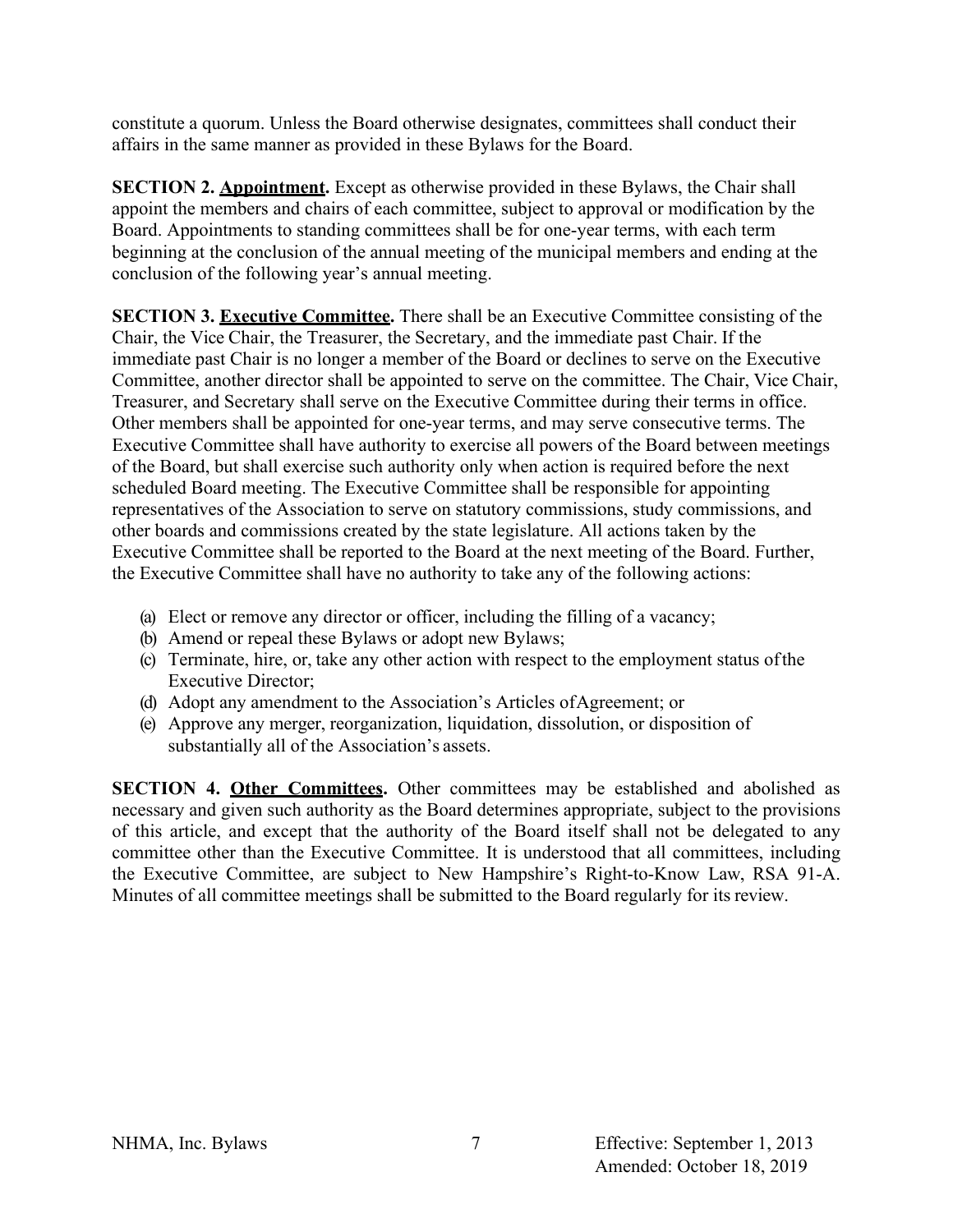constitute a quorum. Unless the Board otherwise designates, committees shall conduct their affairs in the same manner as provided in these Bylaws for the Board.

**SECTION 2. Appointment.** Except as otherwise provided in these Bylaws, the Chair shall appoint the members and chairs of each committee, subject to approval or modification by the Board. Appointments to standing committees shall be for one-year terms, with each term beginning at the conclusion of the annual meeting of the municipal members and ending at the conclusion of the following year's annual meeting.

**SECTION 3. Executive Committee.** There shall be an Executive Committee consisting of the Chair, the Vice Chair, the Treasurer, the Secretary, and the immediate past Chair. If the immediate past Chair is no longer a member of the Board or declines to serve on the Executive Committee, another director shall be appointed to serve on the committee. The Chair, Vice Chair, Treasurer, and Secretary shall serve on the Executive Committee during their terms in office. Other members shall be appointed for one-year terms, and may serve consecutive terms. The Executive Committee shall have authority to exercise all powers of the Board between meetings of the Board, but shall exercise such authority only when action is required before the next scheduled Board meeting. The Executive Committee shall be responsible for appointing representatives of the Association to serve on statutory commissions, study commissions, and other boards and commissions created by the state legislature. All actions taken by the Executive Committee shall be reported to the Board at the next meeting of the Board. Further, the Executive Committee shall have no authority to take any of the following actions:

(a) Elect or remove any director or officer, including the filling of a vacancy;
(b) Amend or repeal these Bylaws or adopt new Bylaws;
(c) Terminate, hire, or, take any other action with respect to the employment status of the Executive Director;
(d) Adopt any amendment to the Association's Articles of Agreement; or
(e) Approve any merger, reorganization, liquidation, dissolution, or disposition of substantially all of the Association's assets.

**SECTION 4. Other Committees.** Other committees may be established and abolished as necessary and given such authority as the Board determines appropriate, subject to the provisions of this article, and except that the authority of the Board itself shall not be delegated to any committee other than the Executive Committee. It is understood that all committees, including the Executive Committee, are subject to New Hampshire's Right-to-Know Law, RSA 91-A. Minutes of all committee meetings shall be submitted to the Board regularly for its review.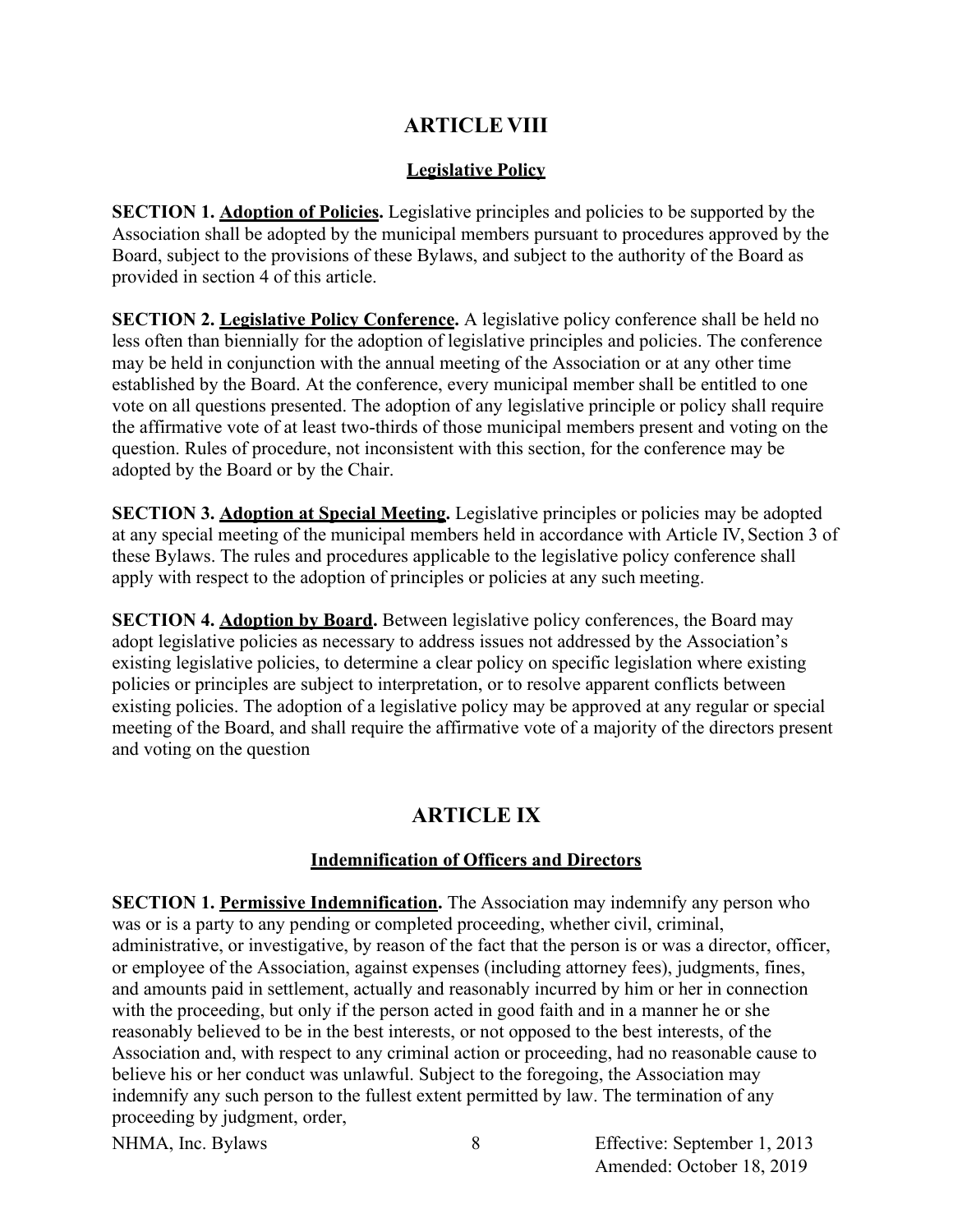## ARTICLE VIII

### Legislative Policy

**SECTION 1. Adoption of Policies.** Legislative principles and policies to be supported by the Association shall be adopted by the municipal members pursuant to procedures approved by the Board, subject to the provisions of these Bylaws, and subject to the authority of the Board as provided in section 4 of this article.

**SECTION 2. Legislative Policy Conference.** A legislative policy conference shall be held no less often than biennially for the adoption of legislative principles and policies. The conference may be held in conjunction with the annual meeting of the Association or at any other time established by the Board. At the conference, every municipal member shall be entitled to one vote on all questions presented. The adoption of any legislative principle or policy shall require the affirmative vote of at least two-thirds of those municipal members present and voting on the question. Rules of procedure, not inconsistent with this section, for the conference may be adopted by the Board or by the Chair.

**SECTION 3. Adoption at Special Meeting.** Legislative principles or policies may be adopted at any special meeting of the municipal members held in accordance with Article IV, Section 3 of these Bylaws. The rules and procedures applicable to the legislative policy conference shall apply with respect to the adoption of principles or policies at any such meeting.

**SECTION 4. Adoption by Board.** Between legislative policy conferences, the Board may adopt legislative policies as necessary to address issues not addressed by the Association's existing legislative policies, to determine a clear policy on specific legislation where existing policies or principles are subject to interpretation, or to resolve apparent conflicts between existing policies. The adoption of a legislative policy may be approved at any regular or special meeting of the Board, and shall require the affirmative vote of a majority of the directors present and voting on the question

## ARTICLE IX

### Indemnification of Officers and Directors

**SECTION 1. Permissive Indemnification.** The Association may indemnify any person who was or is a party to any pending or completed proceeding, whether civil, criminal, administrative, or investigative, by reason of the fact that the person is or was a director, officer, or employee of the Association, against expenses (including attorney fees), judgments, fines, and amounts paid in settlement, actually and reasonably incurred by him or her in connection with the proceeding, but only if the person acted in good faith and in a manner he or she reasonably believed to be in the best interests, or not opposed to the best interests, of the Association and, with respect to any criminal action or proceeding, had no reasonable cause to believe his or her conduct was unlawful. Subject to the foregoing, the Association may indemnify any such person to the fullest extent permitted by law. The termination of any proceeding by judgment, order,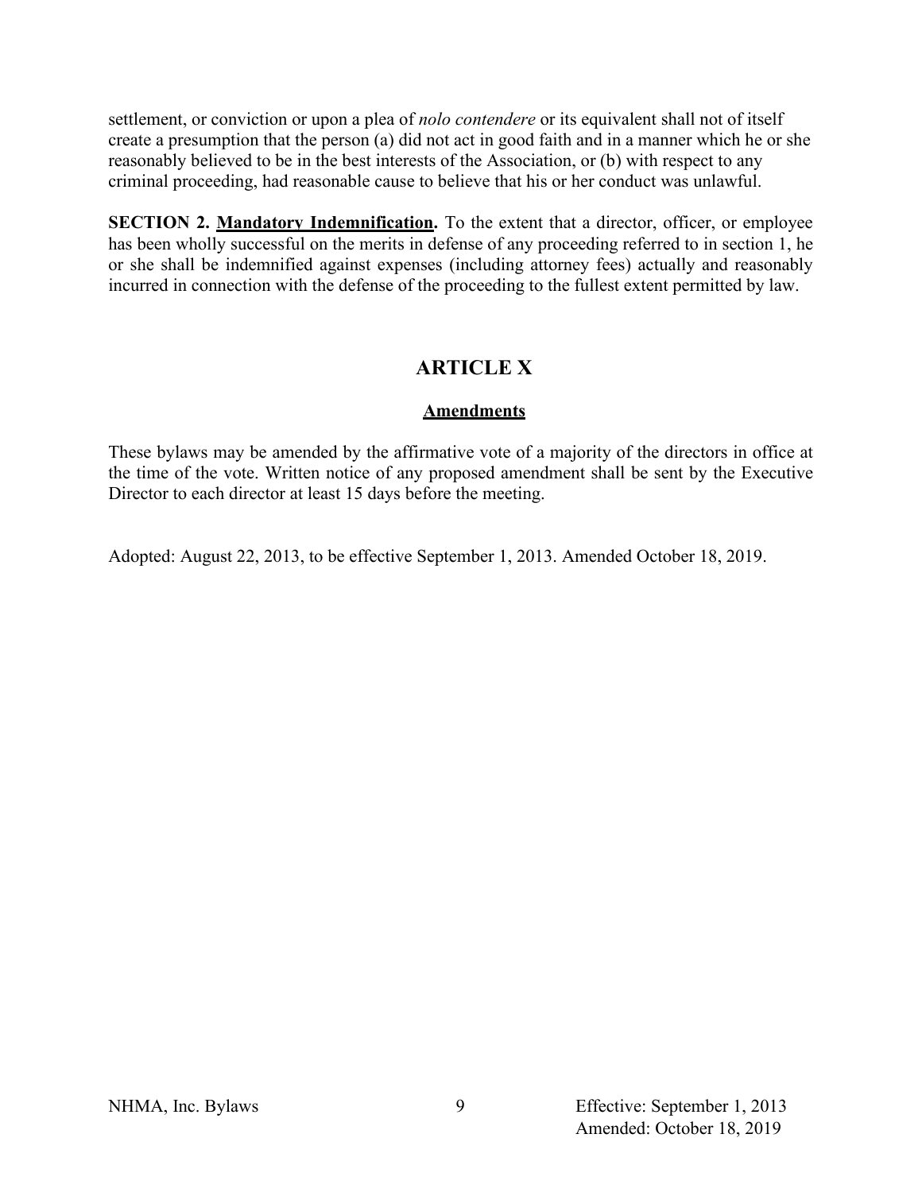settlement, or conviction or upon a plea of *nolo contendere* or its equivalent shall not of itself create a presumption that the person (a) did not act in good faith and in a manner which he or she reasonably believed to be in the best interests of the Association, or (b) with respect to any criminal proceeding, had reasonable cause to believe that his or her conduct was unlawful.

**SECTION 2. Mandatory Indemnification.** To the extent that a director, officer, or employee has been wholly successful on the merits in defense of any proceeding referred to in section 1, he or she shall be indemnified against expenses (including attorney fees) actually and reasonably incurred in connection with the defense of the proceeding to the fullest extent permitted by law.

## ARTICLE X

### Amendments

These bylaws may be amended by the affirmative vote of a majority of the directors in office at the time of the vote. Written notice of any proposed amendment shall be sent by the Executive Director to each director at least 15 days before the meeting.

Adopted: August 22, 2013, to be effective September 1, 2013. Amended October 18, 2019.